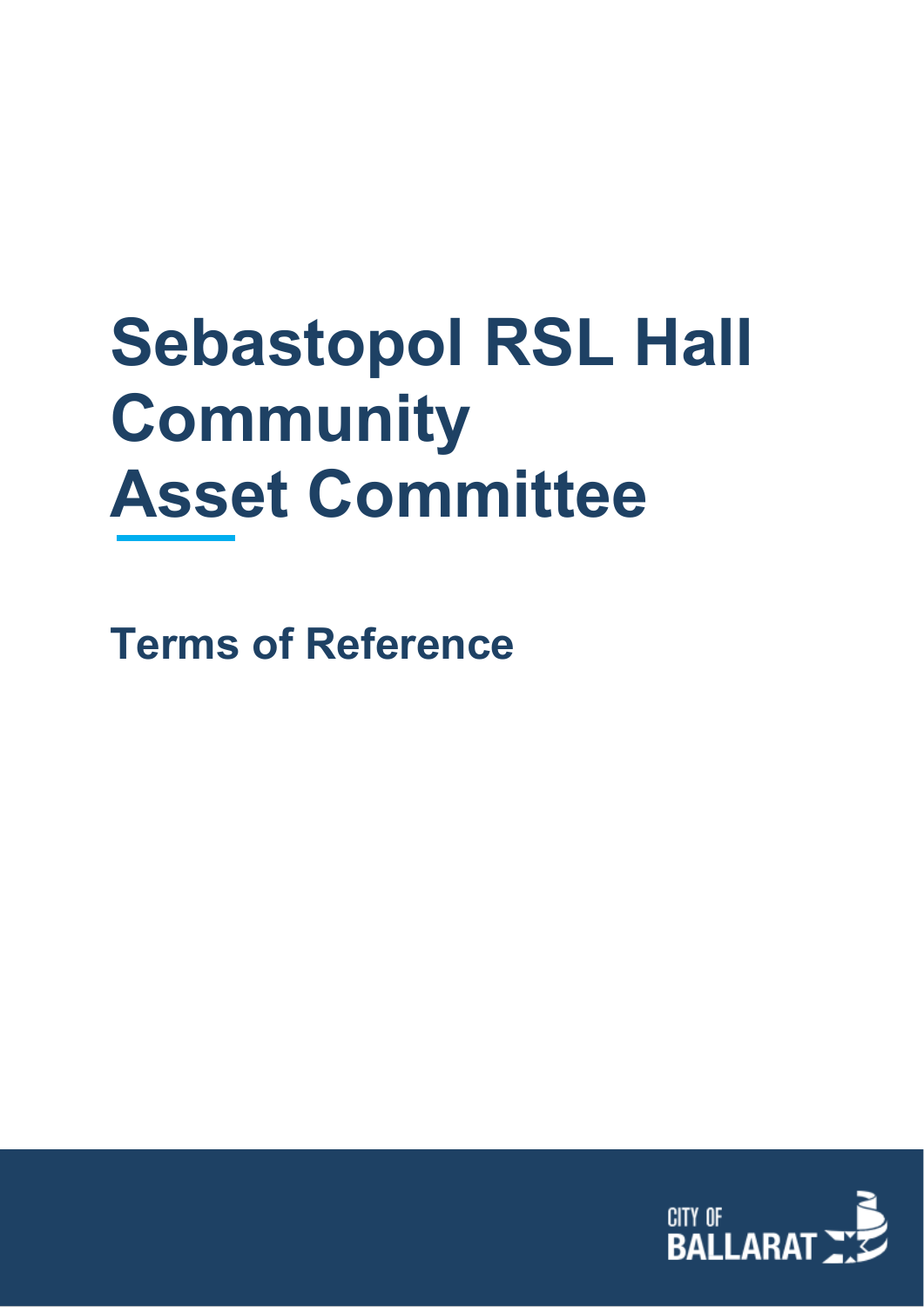# Sebastopol RSL Hall Community Asset Committee

## Terms of Reference

CITY OF BALLARAT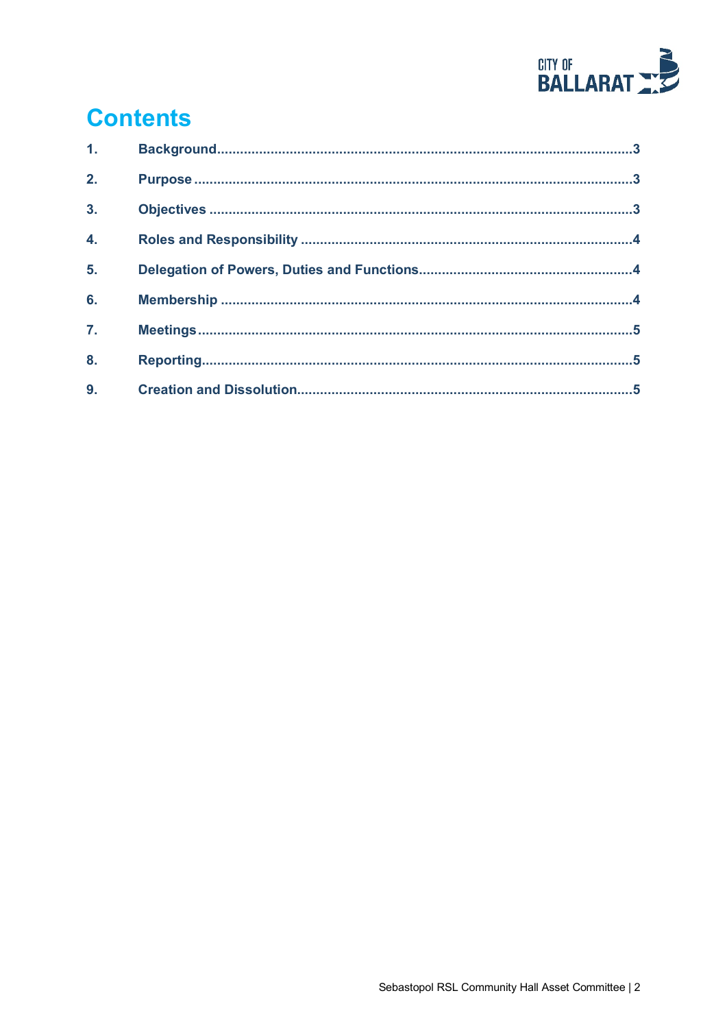# Contents

| | | |
|---|---|---|
| 1. | Background | 3 |
| 2. | Purpose | 3 |
| 3. | Objectives | 3 |
| 4. | Roles and Responsibility | 4 |
| 5. | Delegation of Powers, Duties and Functions | 4 |
| 6. | Membership | 4 |
| 7. | Meetings | 5 |
| 8. | Reporting | 5 |
| 9. | Creation and Dissolution | 5 |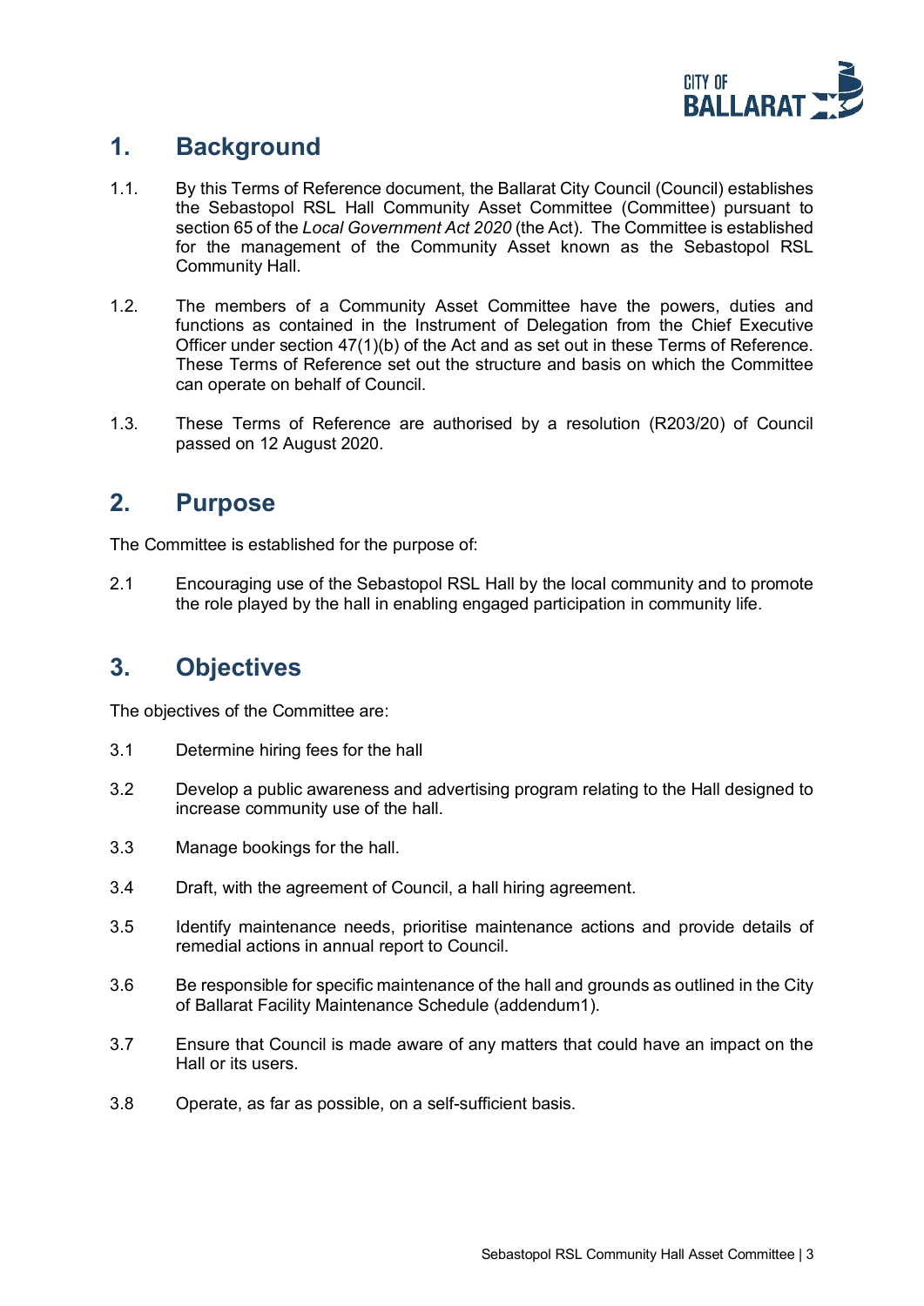## 1. Background

1.1. By this Terms of Reference document, the Ballarat City Council (Council) establishes the Sebastopol RSL Hall Community Asset Committee (Committee) pursuant to section 65 of the *Local Government Act 2020* (the Act). The Committee is established for the management of the Community Asset known as the Sebastopol RSL Community Hall.

1.2. The members of a Community Asset Committee have the powers, duties and functions as contained in the Instrument of Delegation from the Chief Executive Officer under section 47(1)(b) of the Act and as set out in these Terms of Reference. These Terms of Reference set out the structure and basis on which the Committee can operate on behalf of Council.

1.3. These Terms of Reference are authorised by a resolution (R203/20) of Council passed on 12 August 2020.

## 2. Purpose

The Committee is established for the purpose of:

2.1 Encouraging use of the Sebastopol RSL Hall by the local community and to promote the role played by the hall in enabling engaged participation in community life.

## 3. Objectives

The objectives of the Committee are:

3.1 Determine hiring fees for the hall

3.2 Develop a public awareness and advertising program relating to the Hall designed to increase community use of the hall.

3.3 Manage bookings for the hall.

3.4 Draft, with the agreement of Council, a hall hiring agreement.

3.5 Identify maintenance needs, prioritise maintenance actions and provide details of remedial actions in annual report to Council.

3.6 Be responsible for specific maintenance of the hall and grounds as outlined in the City of Ballarat Facility Maintenance Schedule (addendum1).

3.7 Ensure that Council is made aware of any matters that could have an impact on the Hall or its users.

3.8 Operate, as far as possible, on a self-sufficient basis.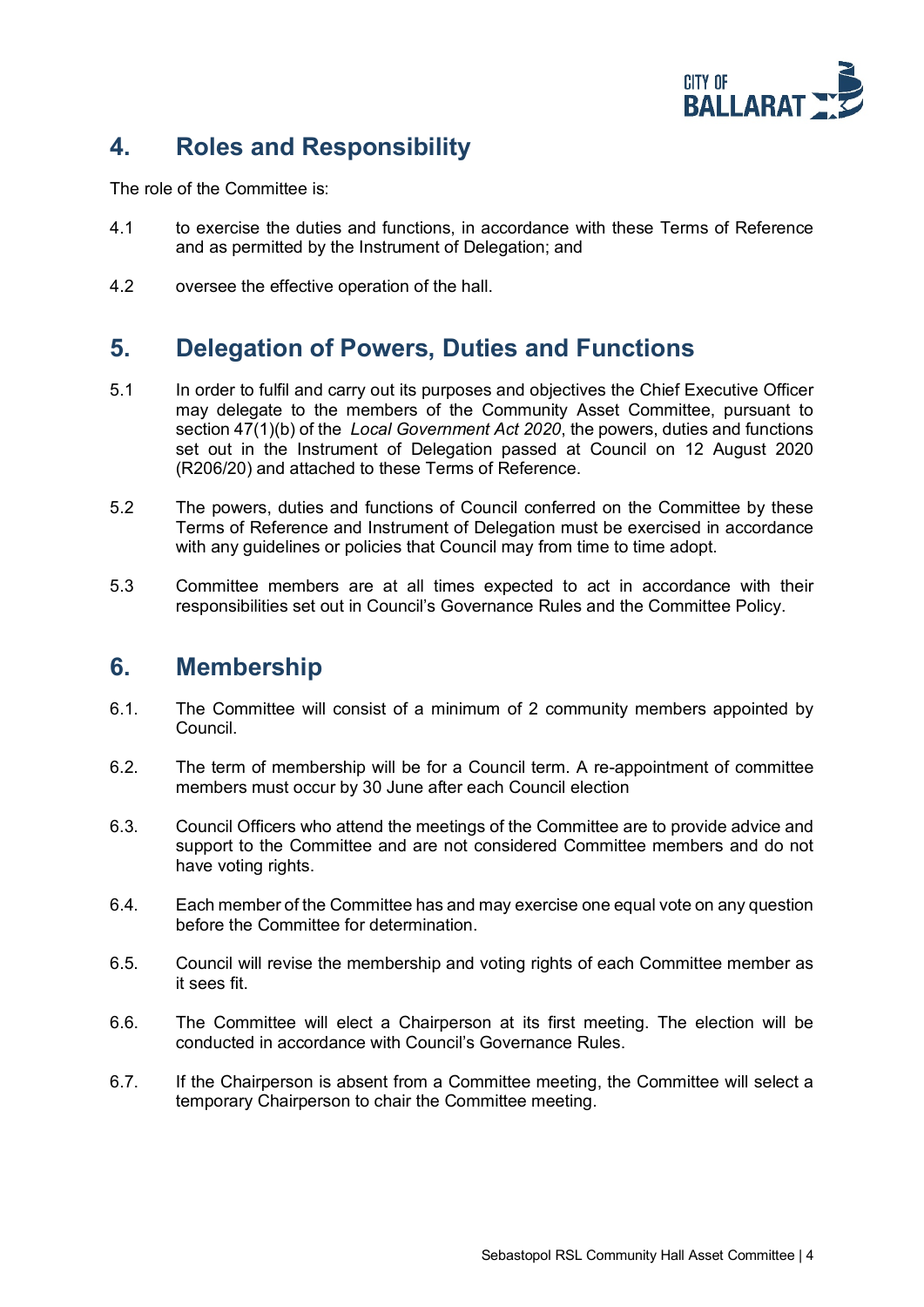## 4. Roles and Responsibility

The role of the Committee is:

4.1 to exercise the duties and functions, in accordance with these Terms of Reference and as permitted by the Instrument of Delegation; and

4.2 oversee the effective operation of the hall.

## 5. Delegation of Powers, Duties and Functions

5.1 In order to fulfil and carry out its purposes and objectives the Chief Executive Officer may delegate to the members of the Community Asset Committee, pursuant to section 47(1)(b) of the *Local Government Act 2020*, the powers, duties and functions set out in the Instrument of Delegation passed at Council on 12 August 2020 (R206/20) and attached to these Terms of Reference.

5.2 The powers, duties and functions of Council conferred on the Committee by these Terms of Reference and Instrument of Delegation must be exercised in accordance with any guidelines or policies that Council may from time to time adopt.

5.3 Committee members are at all times expected to act in accordance with their responsibilities set out in Council's Governance Rules and the Committee Policy.

## 6. Membership

6.1. The Committee will consist of a minimum of 2 community members appointed by Council.

6.2. The term of membership will be for a Council term. A re-appointment of committee members must occur by 30 June after each Council election

6.3. Council Officers who attend the meetings of the Committee are to provide advice and support to the Committee and are not considered Committee members and do not have voting rights.

6.4. Each member of the Committee has and may exercise one equal vote on any question before the Committee for determination.

6.5. Council will revise the membership and voting rights of each Committee member as it sees fit.

6.6. The Committee will elect a Chairperson at its first meeting. The election will be conducted in accordance with Council's Governance Rules.

6.7. If the Chairperson is absent from a Committee meeting, the Committee will select a temporary Chairperson to chair the Committee meeting.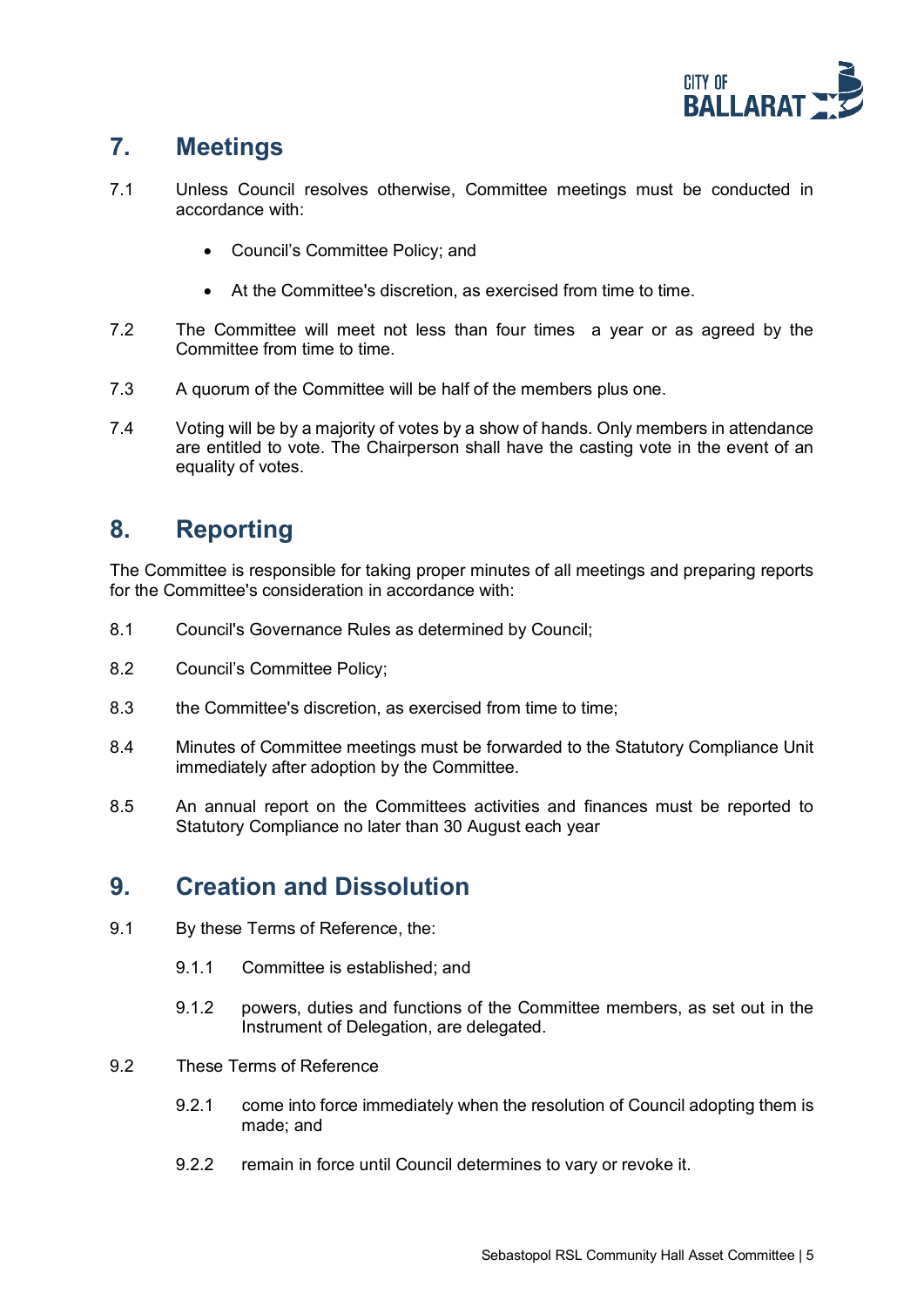## 7. Meetings

7.1 Unless Council resolves otherwise, Committee meetings must be conducted in accordance with:

- Council's Committee Policy; and
- At the Committee's discretion, as exercised from time to time.

7.2 The Committee will meet not less than four times a year or as agreed by the Committee from time to time.

7.3 A quorum of the Committee will be half of the members plus one.

7.4 Voting will be by a majority of votes by a show of hands. Only members in attendance are entitled to vote. The Chairperson shall have the casting vote in the event of an equality of votes.

## 8. Reporting

The Committee is responsible for taking proper minutes of all meetings and preparing reports for the Committee's consideration in accordance with:

8.1 Council's Governance Rules as determined by Council;

8.2 Council's Committee Policy;

8.3 the Committee's discretion, as exercised from time to time;

8.4 Minutes of Committee meetings must be forwarded to the Statutory Compliance Unit immediately after adoption by the Committee.

8.5 An annual report on the Committees activities and finances must be reported to Statutory Compliance no later than 30 August each year

## 9. Creation and Dissolution

9.1 By these Terms of Reference, the:

9.1.1 Committee is established; and

9.1.2 powers, duties and functions of the Committee members, as set out in the Instrument of Delegation, are delegated.

9.2 These Terms of Reference

9.2.1 come into force immediately when the resolution of Council adopting them is made; and

9.2.2 remain in force until Council determines to vary or revoke it.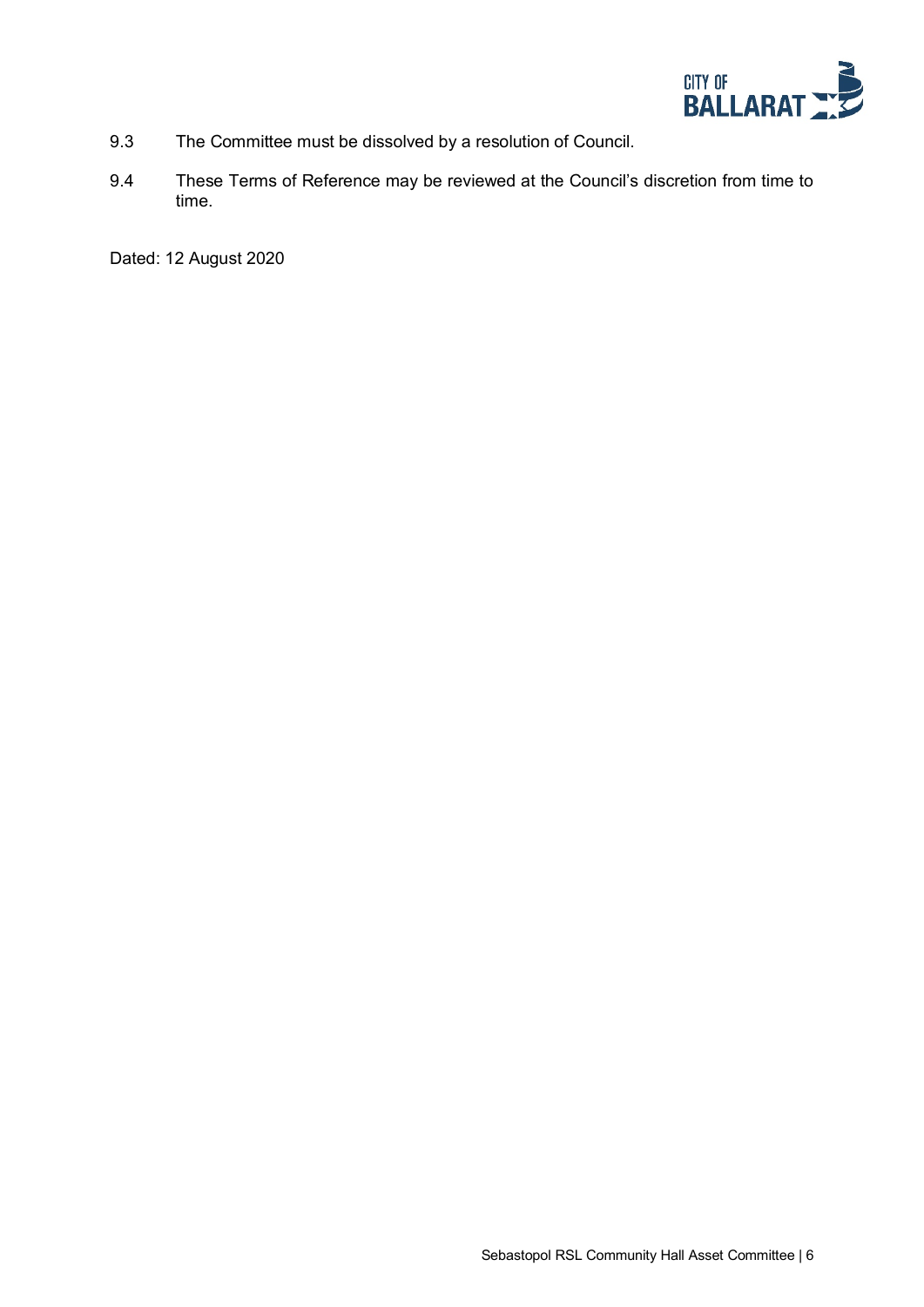9.3 The Committee must be dissolved by a resolution of Council.

9.4 These Terms of Reference may be reviewed at the Council's discretion from time to time.

Dated: 12 August 2020